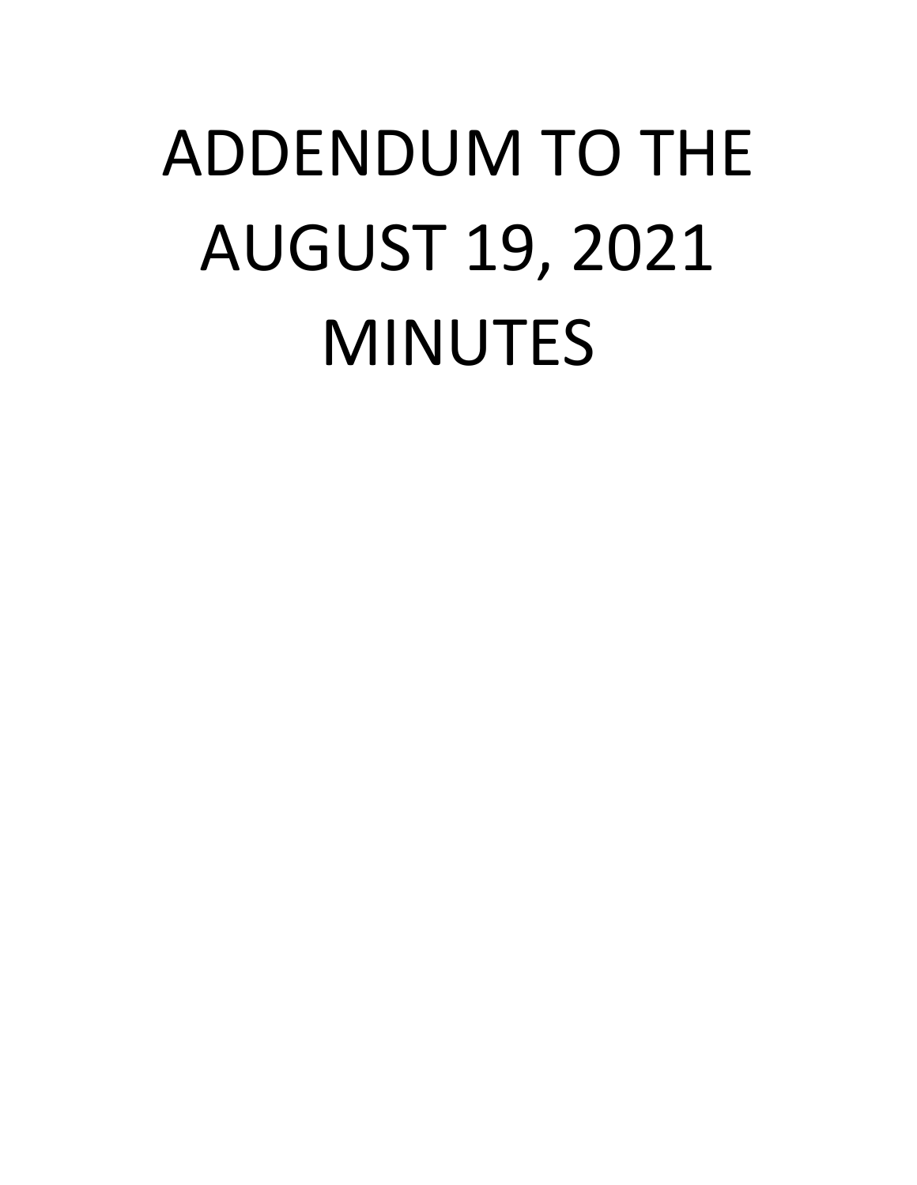# ADDENDUM TO THE AUGUST 19, 2021 MINUTES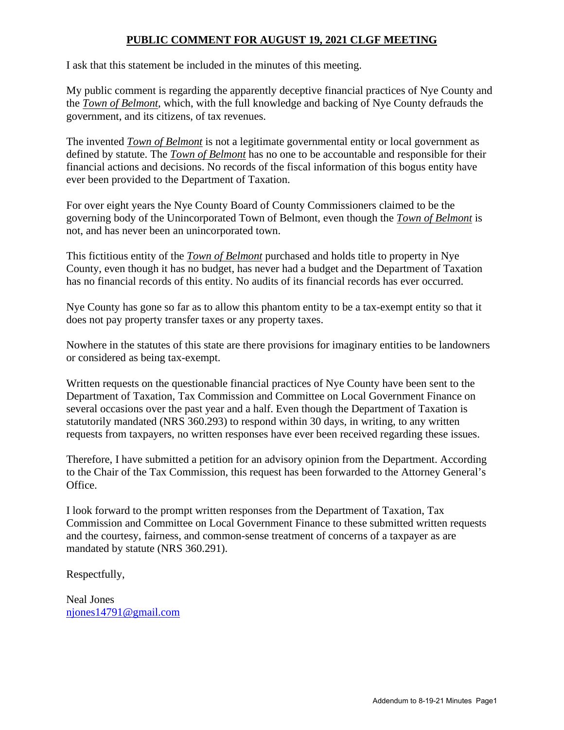## PUBLIC COMMENT FOR AUGUST 19, 2021 CLGF MEETING

I ask that this statement be included in the minutes of this meeting.

My public comment is regarding the apparently deceptive financial practices of Nye County and the ***Town of Belmont***, which, with the full knowledge and backing of Nye County defrauds the government, and its citizens, of tax revenues.

The invented ***Town of Belmont*** is not a legitimate governmental entity or local government as defined by statute. The ***Town of Belmont*** has no one to be accountable and responsible for their financial actions and decisions. No records of the fiscal information of this bogus entity have ever been provided to the Department of Taxation.

For over eight years the Nye County Board of County Commissioners claimed to be the governing body of the Unincorporated Town of Belmont, even though the ***Town of Belmont*** is not, and has never been an unincorporated town.

This fictitious entity of the ***Town of Belmont*** purchased and holds title to property in Nye County, even though it has no budget, has never had a budget and the Department of Taxation has no financial records of this entity. No audits of its financial records has ever occurred.

Nye County has gone so far as to allow this phantom entity to be a tax-exempt entity so that it does not pay property transfer taxes or any property taxes.

Nowhere in the statutes of this state are there provisions for imaginary entities to be landowners or considered as being tax-exempt.

Written requests on the questionable financial practices of Nye County have been sent to the Department of Taxation, Tax Commission and Committee on Local Government Finance on several occasions over the past year and a half. Even though the Department of Taxation is statutorily mandated (NRS 360.293) to respond within 30 days, in writing, to any written requests from taxpayers, no written responses have ever been received regarding these issues.

Therefore, I have submitted a petition for an advisory opinion from the Department. According to the Chair of the Tax Commission, this request has been forwarded to the Attorney General's Office.

I look forward to the prompt written responses from the Department of Taxation, Tax Commission and Committee on Local Government Finance to these submitted written requests and the courtesy, fairness, and common-sense treatment of concerns of a taxpayer as are mandated by statute (NRS 360.291).

Respectfully,

Neal Jones
njones14791@gmail.com

Addendum to 8-19-21 Minutes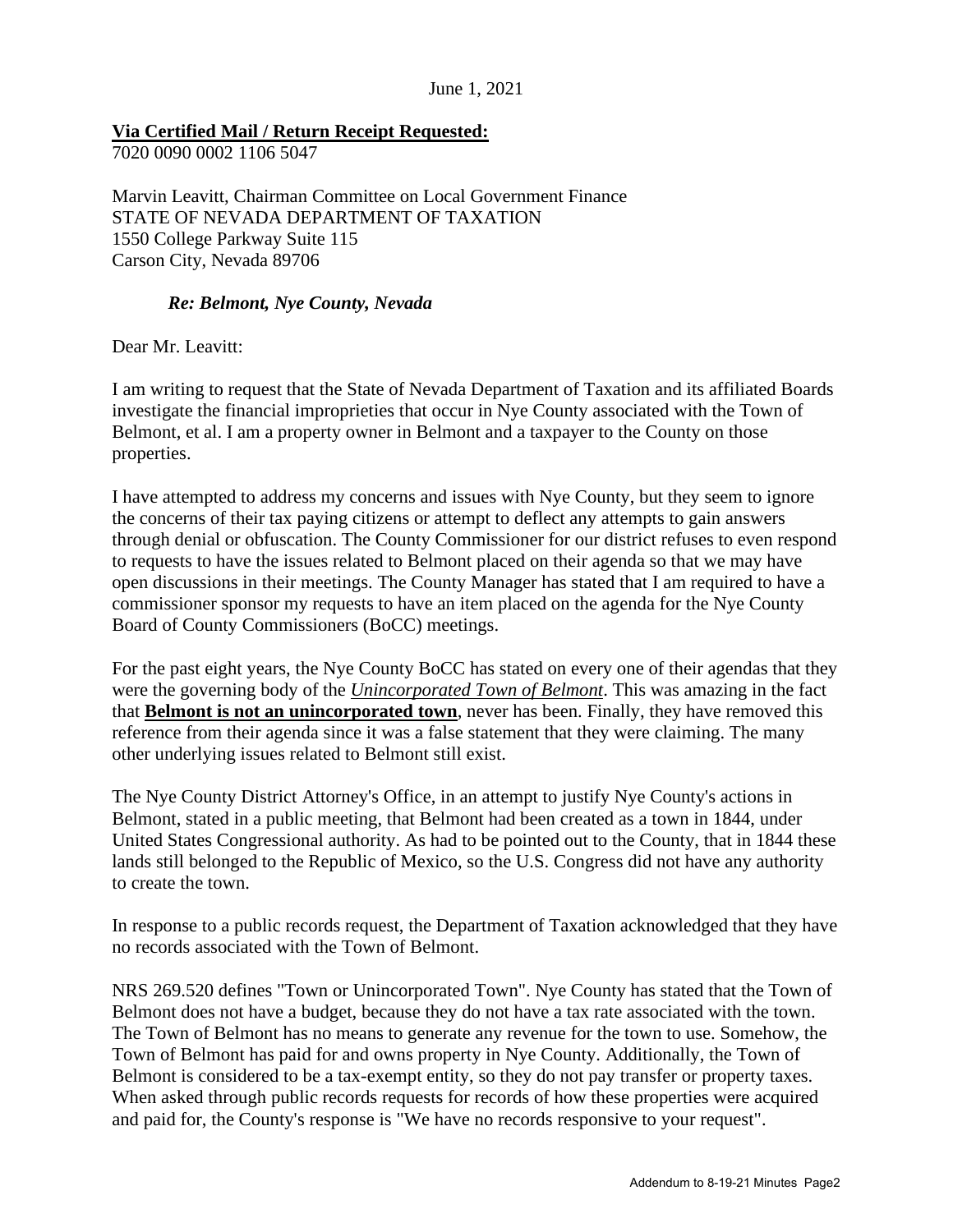June 1, 2021

**Via Certified Mail / Return Receipt Requested:**
7020 0090 0002 1106 5047

Marvin Leavitt, Chairman Committee on Local Government Finance
STATE OF NEVADA DEPARTMENT OF TAXATION
1550 College Parkway Suite 115
Carson City, Nevada 89706

***Re: Belmont, Nye County, Nevada***

Dear Mr. Leavitt:

I am writing to request that the State of Nevada Department of Taxation and its affiliated Boards investigate the financial improprieties that occur in Nye County associated with the Town of Belmont, et al. I am a property owner in Belmont and a taxpayer to the County on those properties.

I have attempted to address my concerns and issues with Nye County, but they seem to ignore the concerns of their tax paying citizens or attempt to deflect any attempts to gain answers through denial or obfuscation. The County Commissioner for our district refuses to even respond to requests to have the issues related to Belmont placed on their agenda so that we may have open discussions in their meetings. The County Manager has stated that I am required to have a commissioner sponsor my requests to have an item placed on the agenda for the Nye County Board of County Commissioners (BoCC) meetings.

For the past eight years, the Nye County BoCC has stated on every one of their agendas that they were the governing body of the *Unincorporated Town of Belmont*. This was amazing in the fact that **Belmont is not an unincorporated town**, never has been. Finally, they have removed this reference from their agenda since it was a false statement that they were claiming. The many other underlying issues related to Belmont still exist.

The Nye County District Attorney's Office, in an attempt to justify Nye County's actions in Belmont, stated in a public meeting, that Belmont had been created as a town in 1844, under United States Congressional authority. As had to be pointed out to the County, that in 1844 these lands still belonged to the Republic of Mexico, so the U.S. Congress did not have any authority to create the town.

In response to a public records request, the Department of Taxation acknowledged that they have no records associated with the Town of Belmont.

NRS 269.520 defines "Town or Unincorporated Town". Nye County has stated that the Town of Belmont does not have a budget, because they do not have a tax rate associated with the town. The Town of Belmont has no means to generate any revenue for the town to use. Somehow, the Town of Belmont has paid for and owns property in Nye County. Additionally, the Town of Belmont is considered to be a tax-exempt entity, so they do not pay transfer or property taxes. When asked through public records requests for records of how these properties were acquired and paid for, the County's response is "We have no records responsive to your request".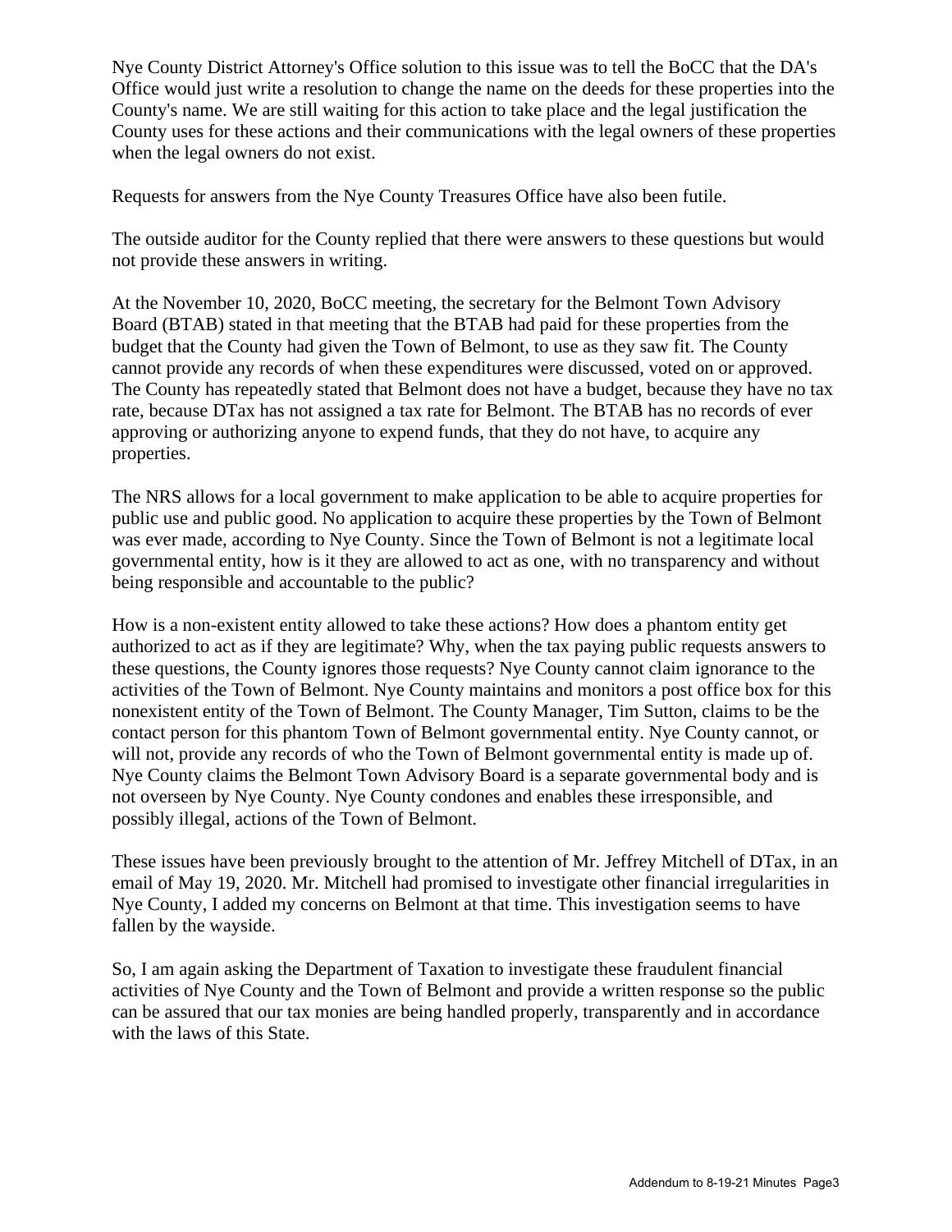Nye County District Attorney's Office solution to this issue was to tell the BoCC that the DA's Office would just write a resolution to change the name on the deeds for these properties into the County's name. We are still waiting for this action to take place and the legal justification the County uses for these actions and their communications with the legal owners of these properties when the legal owners do not exist.

Requests for answers from the Nye County Treasures Office have also been futile.

The outside auditor for the County replied that there were answers to these questions but would not provide these answers in writing.

At the November 10, 2020, BoCC meeting, the secretary for the Belmont Town Advisory Board (BTAB) stated in that meeting that the BTAB had paid for these properties from the budget that the County had given the Town of Belmont, to use as they saw fit. The County cannot provide any records of when these expenditures were discussed, voted on or approved. The County has repeatedly stated that Belmont does not have a budget, because they have no tax rate, because DTax has not assigned a tax rate for Belmont. The BTAB has no records of ever approving or authorizing anyone to expend funds, that they do not have, to acquire any properties.

The NRS allows for a local government to make application to be able to acquire properties for public use and public good. No application to acquire these properties by the Town of Belmont was ever made, according to Nye County. Since the Town of Belmont is not a legitimate local governmental entity, how is it they are allowed to act as one, with no transparency and without being responsible and accountable to the public?

How is a non-existent entity allowed to take these actions? How does a phantom entity get authorized to act as if they are legitimate? Why, when the tax paying public requests answers to these questions, the County ignores those requests? Nye County cannot claim ignorance to the activities of the Town of Belmont. Nye County maintains and monitors a post office box for this nonexistent entity of the Town of Belmont. The County Manager, Tim Sutton, claims to be the contact person for this phantom Town of Belmont governmental entity. Nye County cannot, or will not, provide any records of who the Town of Belmont governmental entity is made up of. Nye County claims the Belmont Town Advisory Board is a separate governmental body and is not overseen by Nye County. Nye County condones and enables these irresponsible, and possibly illegal, actions of the Town of Belmont.

These issues have been previously brought to the attention of Mr. Jeffrey Mitchell of DTax, in an email of May 19, 2020. Mr. Mitchell had promised to investigate other financial irregularities in Nye County, I added my concerns on Belmont at that time. This investigation seems to have fallen by the wayside.

So, I am again asking the Department of Taxation to investigate these fraudulent financial activities of Nye County and the Town of Belmont and provide a written response so the public can be assured that our tax monies are being handled properly, transparently and in accordance with the laws of this State.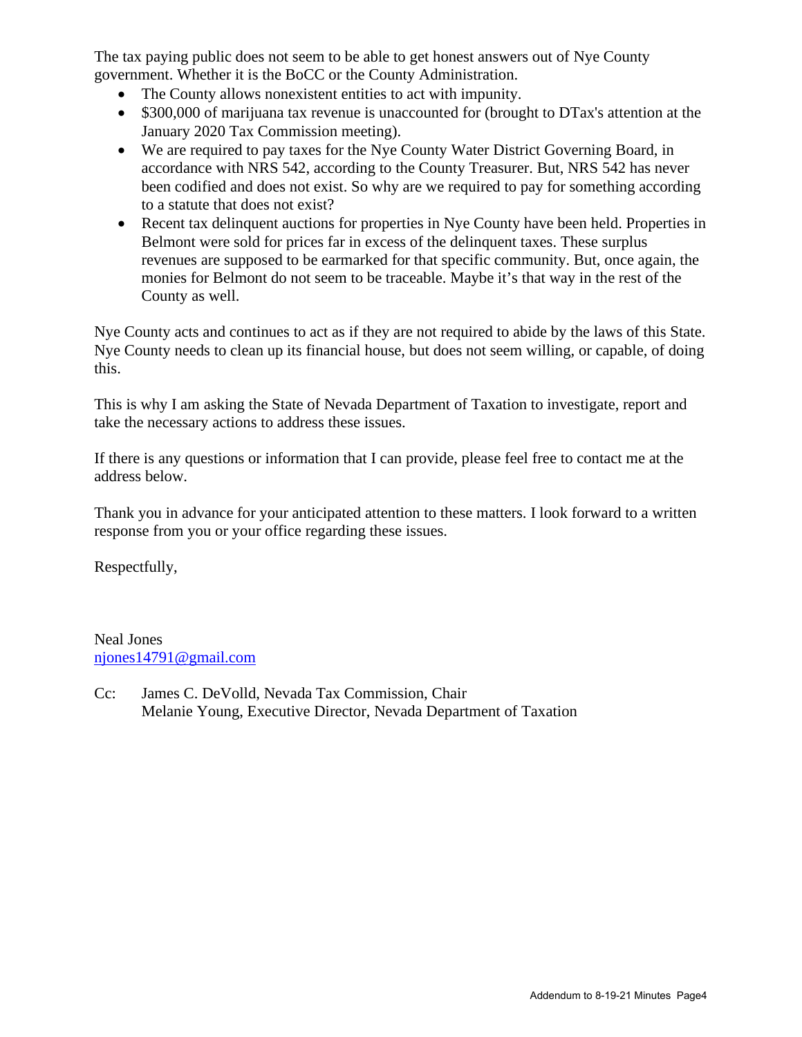The tax paying public does not seem to be able to get honest answers out of Nye County government. Whether it is the BoCC or the County Administration.

- The County allows nonexistent entities to act with impunity.
- $300,000 of marijuana tax revenue is unaccounted for (brought to DTax's attention at the January 2020 Tax Commission meeting).
- We are required to pay taxes for the Nye County Water District Governing Board, in accordance with NRS 542, according to the County Treasurer. But, NRS 542 has never been codified and does not exist. So why are we required to pay for something according to a statute that does not exist?
- Recent tax delinquent auctions for properties in Nye County have been held. Properties in Belmont were sold for prices far in excess of the delinquent taxes. These surplus revenues are supposed to be earmarked for that specific community. But, once again, the monies for Belmont do not seem to be traceable. Maybe it's that way in the rest of the County as well.

Nye County acts and continues to act as if they are not required to abide by the laws of this State. Nye County needs to clean up its financial house, but does not seem willing, or capable, of doing this.

This is why I am asking the State of Nevada Department of Taxation to investigate, report and take the necessary actions to address these issues.

If there is any questions or information that I can provide, please feel free to contact me at the address below.

Thank you in advance for your anticipated attention to these matters. I look forward to a written response from you or your office regarding these issues.

Respectfully,

Neal Jones
njones14791@gmail.com

Cc: James C. DeVolld, Nevada Tax Commission, Chair
Melanie Young, Executive Director, Nevada Department of Taxation